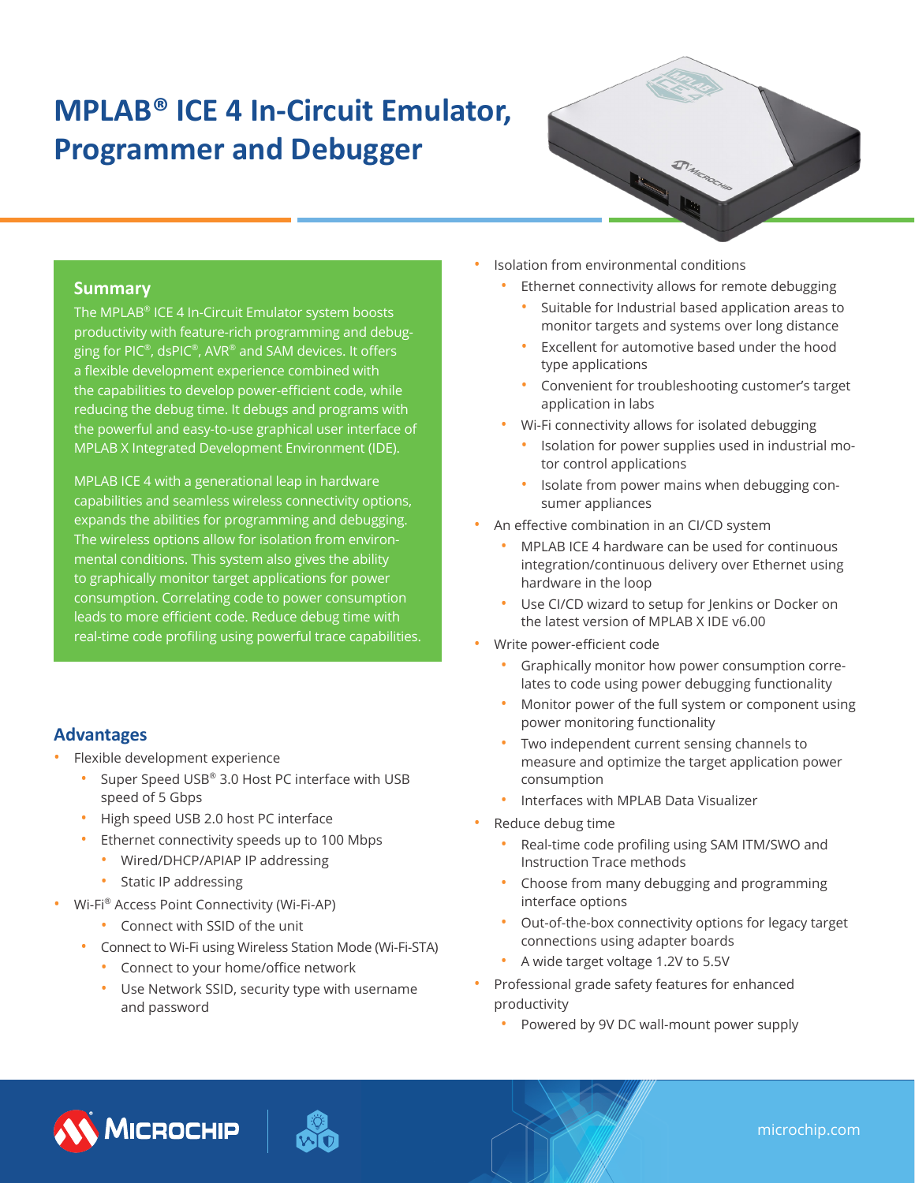# MPLAB® ICE 4 In-Circuit Emulator, Programmer and Debugger

## Summary

The MPLAB® ICE 4 In-Circuit Emulator system boosts productivity with feature-rich programming and debugging for PIC®, dsPIC®, AVR® and SAM devices. It offers a flexible development experience combined with the capabilities to develop power-efficient code, while reducing the debug time. It debugs and programs with the powerful and easy-to-use graphical user interface of MPLAB X Integrated Development Environment (IDE).

MPLAB ICE 4 with a generational leap in hardware capabilities and seamless wireless connectivity options, expands the abilities for programming and debugging. The wireless options allow for isolation from environmental conditions. This system also gives the ability to graphically monitor target applications for power consumption. Correlating code to power consumption leads to more efficient code. Reduce debug time with real-time code profiling using powerful trace capabilities.

## Advantages

- Flexible development experience
  - Super Speed USB® 3.0 Host PC interface with USB speed of 5 Gbps
  - High speed USB 2.0 host PC interface
  - Ethernet connectivity speeds up to 100 Mbps
    - Wired/DHCP/APIAP IP addressing
    - Static IP addressing
- Wi-Fi® Access Point Connectivity (Wi-Fi-AP)
  - Connect with SSID of the unit
  - Connect to Wi-Fi using Wireless Station Mode (Wi-Fi-STA)
    - Connect to your home/office network
    - Use Network SSID, security type with username and password
- Isolation from environmental conditions
  - Ethernet connectivity allows for remote debugging
    - Suitable for Industrial based application areas to monitor targets and systems over long distance
    - Excellent for automotive based under the hood type applications
    - Convenient for troubleshooting customer's target application in labs
  - Wi-Fi connectivity allows for isolated debugging
    - Isolation for power supplies used in industrial motor control applications
    - Isolate from power mains when debugging consumer appliances
- An effective combination in an CI/CD system
  - MPLAB ICE 4 hardware can be used for continuous integration/continuous delivery over Ethernet using hardware in the loop
  - Use CI/CD wizard to setup for Jenkins or Docker on the latest version of MPLAB X IDE v6.00
- Write power-efficient code
  - Graphically monitor how power consumption correlates to code using power debugging functionality
  - Monitor power of the full system or component using power monitoring functionality
  - Two independent current sensing channels to measure and optimize the target application power consumption
  - Interfaces with MPLAB Data Visualizer
- Reduce debug time
  - Real-time code profiling using SAM ITM/SWO and Instruction Trace methods
  - Choose from many debugging and programming interface options
  - Out-of-the-box connectivity options for legacy target connections using adapter boards
  - A wide target voltage 1.2V to 5.5V
- Professional grade safety features for enhanced productivity
  - Powered by 9V DC wall-mount power supply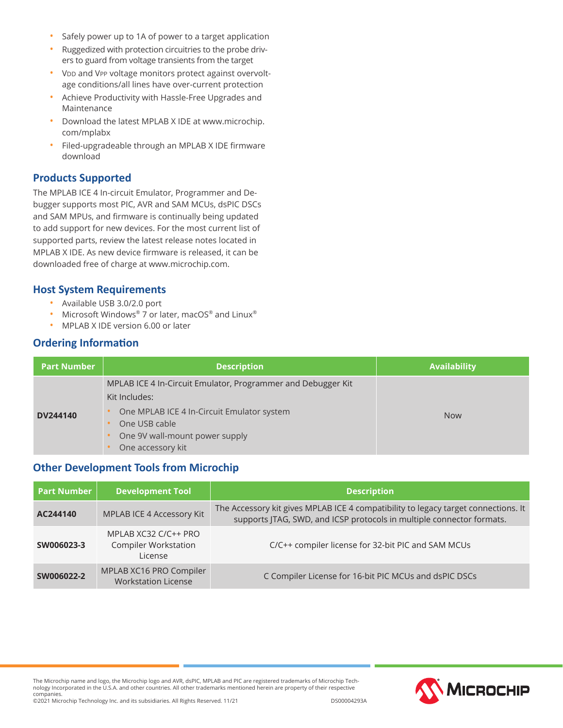- Safely power up to 1A of power to a target application
- Ruggedized with protection circuitries to the probe drivers to guard from voltage transients from the target
- $V_{DD}$ and $V_{PP}$ voltage monitors protect against overvoltage conditions/all lines have over-current protection
- Achieve Productivity with Hassle-Free Upgrades and Maintenance
- Download the latest MPLAB X IDE at www.microchip.com/mplabx
- Filed-upgradeable through an MPLAB X IDE firmware download

## Products Supported

The MPLAB ICE 4 In-circuit Emulator, Programmer and Debugger supports most PIC, AVR and SAM MCUs, dsPIC DSCs and SAM MPUs, and firmware is continually being updated to add support for new devices. For the most current list of supported parts, review the latest release notes located in MPLAB X IDE. As new device firmware is released, it can be downloaded free of charge at www.microchip.com.

## Host System Requirements

- Available USB 3.0/2.0 port
- Microsoft Windows® 7 or later, macOS® and Linux®
- MPLAB X IDE version 6.00 or later

## Ordering Information

| Part Number | Description | Availability |
|---|---|---|
| **DV244140** | MPLAB ICE 4 In-Circuit Emulator, Programmer and Debugger Kit<br>Kit Includes:<br>• One MPLAB ICE 4 In-Circuit Emulator system<br>• One USB cable<br>• One 9V wall-mount power supply<br>• One accessory kit | Now |

## Other Development Tools from Microchip

| Part Number | Development Tool | Description |
|---|---|---|
| **AC244140** | MPLAB ICE 4 Accessory Kit | The Accessory kit gives MPLAB ICE 4 compatibility to legacy target connections. It supports JTAG, SWD, and ICSP protocols in multiple connector formats. |
| **SW006023-3** | MPLAB XC32 C/C++ PRO Compiler Workstation License | C/C++ compiler license for 32-bit PIC and SAM MCUs |
| **SW006022-2** | MPLAB XC16 PRO Compiler Workstation License | C Compiler License for 16-bit PIC MCUs and dsPIC DSCs |

The Microchip name and logo, the Microchip logo and AVR, dsPIC, MPLAB and PIC are registered trademarks of Microchip Technology Incorporated in the U.S.A. and other countries. All other trademarks mentioned herein are property of their respective companies.
©2021 Microchip Technology Inc. and its subsidiaries. All Rights Reserved. 11/21 DS00004293A